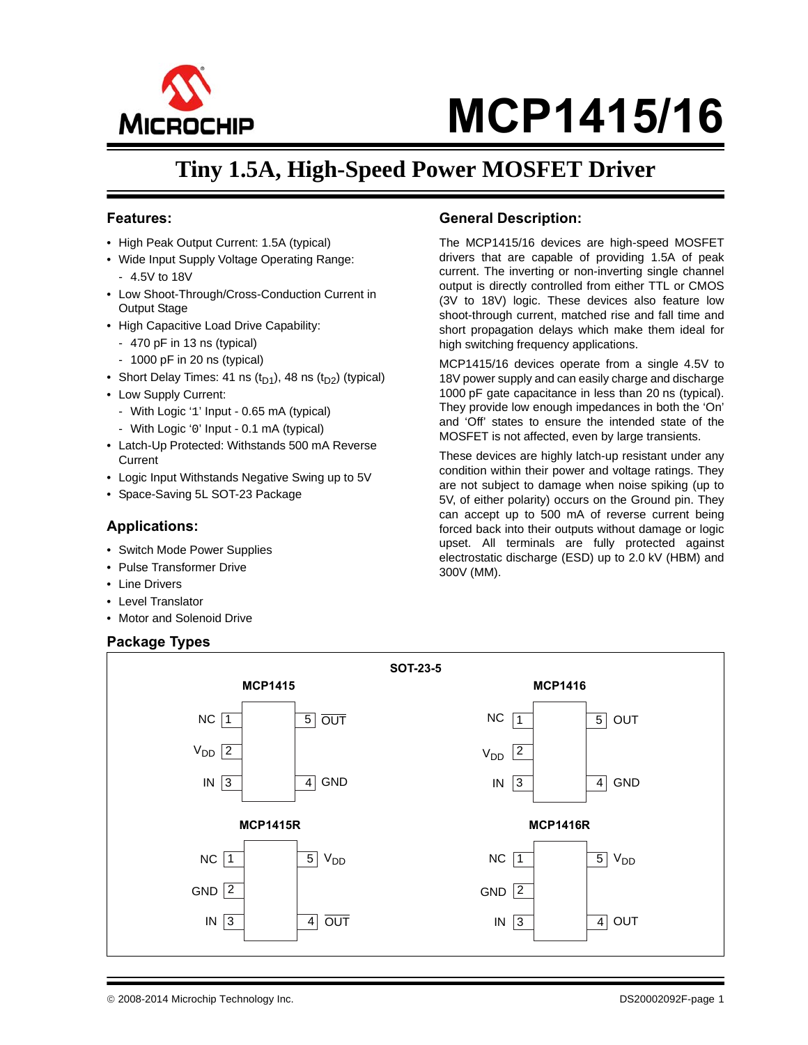# MCP1415/16

## Tiny 1.5A, High-Speed Power MOSFET Driver

### Features:

- High Peak Output Current: 1.5A (typical)
- Wide Input Supply Voltage Operating Range:
  - 4.5V to 18V
- Low Shoot-Through/Cross-Conduction Current in Output Stage
- High Capacitive Load Drive Capability:
  - 470 pF in 13 ns (typical)
  - 1000 pF in 20 ns (typical)
- Short Delay Times: 41 ns ($t_{D1}$), 48 ns ($t_{D2}$) (typical)
- Low Supply Current:
  - With Logic '1' Input - 0.65 mA (typical)
  - With Logic '0' Input - 0.1 mA (typical)
- Latch-Up Protected: Withstands 500 mA Reverse Current
- Logic Input Withstands Negative Swing up to 5V
- Space-Saving 5L SOT-23 Package

### Applications:

- Switch Mode Power Supplies
- Pulse Transformer Drive
- Line Drivers
- Level Translator
- Motor and Solenoid Drive

### General Description:

The MCP1415/16 devices are high-speed MOSFET drivers that are capable of providing 1.5A of peak current. The inverting or non-inverting single channel output is directly controlled from either TTL or CMOS (3V to 18V) logic. These devices also feature low shoot-through current, matched rise and fall time and short propagation delays which make them ideal for high switching frequency applications.

MCP1415/16 devices operate from a single 4.5V to 18V power supply and can easily charge and discharge 1000 pF gate capacitance in less than 20 ns (typical). They provide low enough impedances in both the 'On' and 'Off' states to ensure the intended state of the MOSFET is not affected, even by large transients.

These devices are highly latch-up resistant under any condition within their power and voltage ratings. They are not subject to damage when noise spiking (up to 5V, of either polarity) occurs on the Ground pin. They can accept up to 500 mA of reverse current being forced back into their outputs without damage or logic upset. All terminals are fully protected against electrostatic discharge (ESD) up to 2.0 kV (HBM) and 300V (MM).

### Package Types

**SOT-23-5**

**MCP1415**

| Pin | Name | Pin | Name |
|---|---|---|---|
| 1 | NC | 5 | $\overline{OUT}$ |
| 2 | $V_{DD}$ | | |
| 3 | IN | 4 | GND |

**MCP1416**

| Pin | Name | Pin | Name |
|---|---|---|---|
| 1 | NC | 5 | OUT |
| 2 | $V_{DD}$ | | |
| 3 | IN | 4 | GND |

**MCP1415R**

| Pin | Name | Pin | Name |
|---|---|---|---|
| 1 | NC | 5 | $V_{DD}$ |
| 2 | GND | | |
| 3 | IN | 4 | $\overline{OUT}$ |

**MCP1416R**

| Pin | Name | Pin | Name |
|---|---|---|---|
| 1 | NC | 5 | $V_{DD}$ |
| 2 | GND | | |
| 3 | IN | 4 | OUT |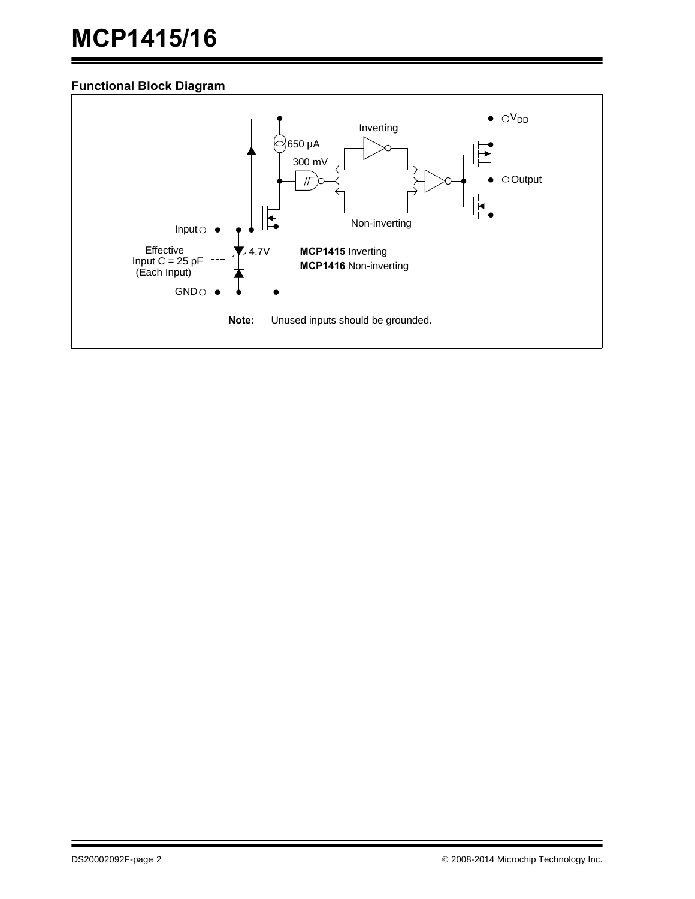### Functional Block Diagram

$V_{DD}$

Inverting

650 µA

300 mV

Output

Non-inverting

Input

Effective Input C = 25 pF (Each Input)

4.7V

**MCP1415** Inverting

**MCP1416** Non-inverting

GND

**Note:** Unused inputs should be grounded.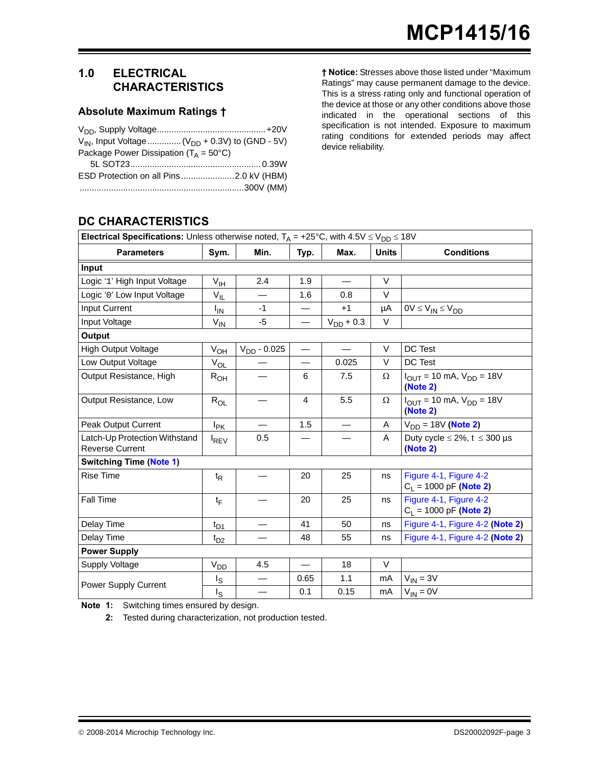## 1.0 ELECTRICAL CHARACTERISTICS

### Absolute Maximum Ratings †

$V_{DD}$, Supply Voltage ........................................... +20V
$V_{IN}$, Input Voltage ............. ($V_{DD}$ + 0.3V) to (GND - 5V)
Package Power Dissipation ($T_A$ = 50°C)
5L SOT23 ..................................................... 0.39W
ESD Protection on all Pins ...................... 2.0 kV (HBM)
.................................................................... 300V (MM)

**† Notice:** Stresses above those listed under "Maximum Ratings" may cause permanent damage to the device. This is a stress rating only and functional operation of the device at those or any other conditions above those indicated in the operational sections of this specification is not intended. Exposure to maximum rating conditions for extended periods may affect device reliability.

## DC CHARACTERISTICS

| **Electrical Specifications:** Unless otherwise noted, $T_A$ = +25°C, with 4.5V ≤ $V_{DD}$ ≤ 18V | | | | | | |
|---|---|---|---|---|---|---|
| **Parameters** | **Sym.** | **Min.** | **Typ.** | **Max.** | **Units** | **Conditions** |
| **Input** | | | | | | |
| Logic '1' High Input Voltage | $V_{IH}$ | 2.4 | 1.9 | — | V | |
| Logic '0' Low Input Voltage | $V_{IL}$ | — | 1.6 | 0.8 | V | |
| Input Current | $I_{IN}$ | -1 | — | +1 | µA | 0V ≤ $V_{IN}$ ≤ $V_{DD}$ |
| Input Voltage | $V_{IN}$ | -5 | — | $V_{DD}$ + 0.3 | V | |
| **Output** | | | | | | |
| High Output Voltage | $V_{OH}$ | $V_{DD}$ - 0.025 | — | — | V | DC Test |
| Low Output Voltage | $V_{OL}$ | — | — | 0.025 | V | DC Test |
| Output Resistance, High | $R_{OH}$ | — | 6 | 7.5 | Ω | $I_{OUT}$ = 10 mA, $V_{DD}$ = 18V (**Note 2**) |
| Output Resistance, Low | $R_{OL}$ | — | 4 | 5.5 | Ω | $I_{OUT}$ = 10 mA, $V_{DD}$ = 18V (**Note 2**) |
| Peak Output Current | $I_{PK}$ | — | 1.5 | — | A | $V_{DD}$ = 18V (**Note 2**) |
| Latch-Up Protection Withstand Reverse Current | $I_{REV}$ | 0.5 | — | — | A | Duty cycle ≤ 2%, t ≤ 300 µs (**Note 2**) |
| **Switching Time (Note 1)** | | | | | | |
| Rise Time | $t_R$ | — | 20 | 25 | ns | Figure 4-1, Figure 4-2 $C_L$ = 1000 pF (**Note 2**) |
| Fall Time | $t_F$ | — | 20 | 25 | ns | Figure 4-1, Figure 4-2 $C_L$ = 1000 pF (**Note 2**) |
| Delay Time | $t_{D1}$ | — | 41 | 50 | ns | Figure 4-1, Figure 4-2 (**Note 2**) |
| Delay Time | $t_{D2}$ | — | 48 | 55 | ns | Figure 4-1, Figure 4-2 (**Note 2**) |
| **Power Supply** | | | | | | |
| Supply Voltage | $V_{DD}$ | 4.5 | — | 18 | V | |
| Power Supply Current | $I_S$ | — | 0.65 | 1.1 | mA | $V_{IN}$ = 3V |
| | $I_S$ | — | 0.1 | 0.15 | mA | $V_{IN}$ = 0V |

**Note 1:** Switching times ensured by design.
**2:** Tested during characterization, not production tested.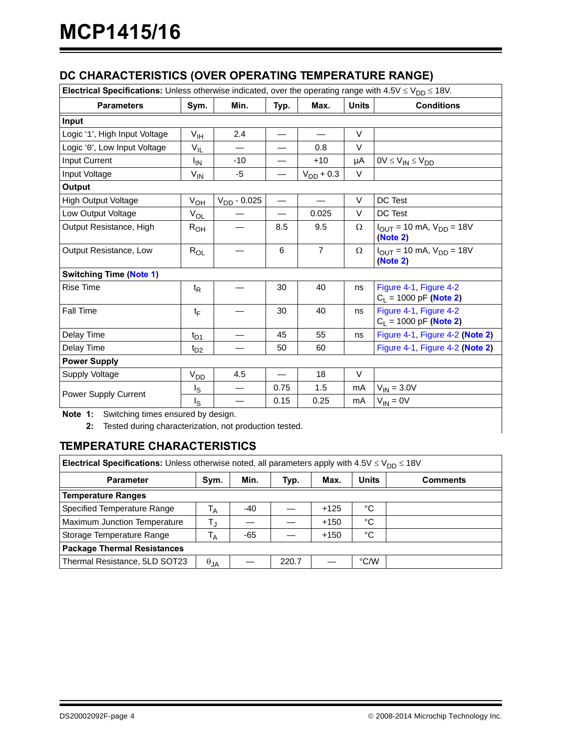## DC CHARACTERISTICS (OVER OPERATING TEMPERATURE RANGE)

| **Electrical Specifications:** Unless otherwise indicated, over the operating range with 4.5V ≤ $V_{DD}$ ≤ 18V. | | | | | | |
|---|---|---|---|---|---|---|
| **Parameters** | **Sym.** | **Min.** | **Typ.** | **Max.** | **Units** | **Conditions** |
| **Input** | | | | | | |
| Logic '1', High Input Voltage | $V_{IH}$ | 2.4 | — | — | V | |
| Logic '0', Low Input Voltage | $V_{IL}$ | — | — | 0.8 | V | |
| Input Current | $I_{IN}$ | -10 | — | +10 | µA | 0V ≤ $V_{IN}$ ≤ $V_{DD}$ |
| Input Voltage | $V_{IN}$ | -5 | — | $V_{DD}$ + 0.3 | V | |
| **Output** | | | | | | |
| High Output Voltage | $V_{OH}$ | $V_{DD}$ - 0.025 | — | — | V | DC Test |
| Low Output Voltage | $V_{OL}$ | — | — | 0.025 | V | DC Test |
| Output Resistance, High | $R_{OH}$ | — | 8.5 | 9.5 | Ω | $I_{OUT}$ = 10 mA, $V_{DD}$ = 18V (**Note 2**) |
| Output Resistance, Low | $R_{OL}$ | — | 6 | 7 | Ω | $I_{OUT}$ = 10 mA, $V_{DD}$ = 18V (**Note 2**) |
| **Switching Time (Note 1)** | | | | | | |
| Rise Time | $t_R$ | — | 30 | 40 | ns | Figure 4-1, Figure 4-2 $C_L$ = 1000 pF (**Note 2**) |
| Fall Time | $t_F$ | — | 30 | 40 | ns | Figure 4-1, Figure 4-2 $C_L$ = 1000 pF (**Note 2**) |
| Delay Time | $t_{D1}$ | — | 45 | 55 | ns | Figure 4-1, Figure 4-2 (**Note 2**) |
| Delay Time | $t_{D2}$ | — | 50 | 60 | | Figure 4-1, Figure 4-2 (**Note 2**) |
| **Power Supply** | | | | | | |
| Supply Voltage | $V_{DD}$ | 4.5 | — | 18 | V | |
| Power Supply Current | $I_S$ | — | 0.75 | 1.5 | mA | $V_{IN}$ = 3.0V |
| | $I_S$ | — | 0.15 | 0.25 | mA | $V_{IN}$ = 0V |

**Note 1:** Switching times ensured by design.

**2:** Tested during characterization, not production tested.

## TEMPERATURE CHARACTERISTICS

| **Electrical Specifications:** Unless otherwise noted, all parameters apply with 4.5V ≤ $V_{DD}$ ≤ 18V | | | | | | |
|---|---|---|---|---|---|---|
| **Parameter** | **Sym.** | **Min.** | **Typ.** | **Max.** | **Units** | **Comments** |
| **Temperature Ranges** | | | | | | |
| Specified Temperature Range | $T_A$ | -40 | — | +125 | °C | |
| Maximum Junction Temperature | $T_J$ | — | — | +150 | °C | |
| Storage Temperature Range | $T_A$ | -65 | — | +150 | °C | |
| **Package Thermal Resistances** | | | | | | |
| Thermal Resistance, 5LD SOT23 | $\theta_{JA}$ | — | 220.7 | — | °C/W | |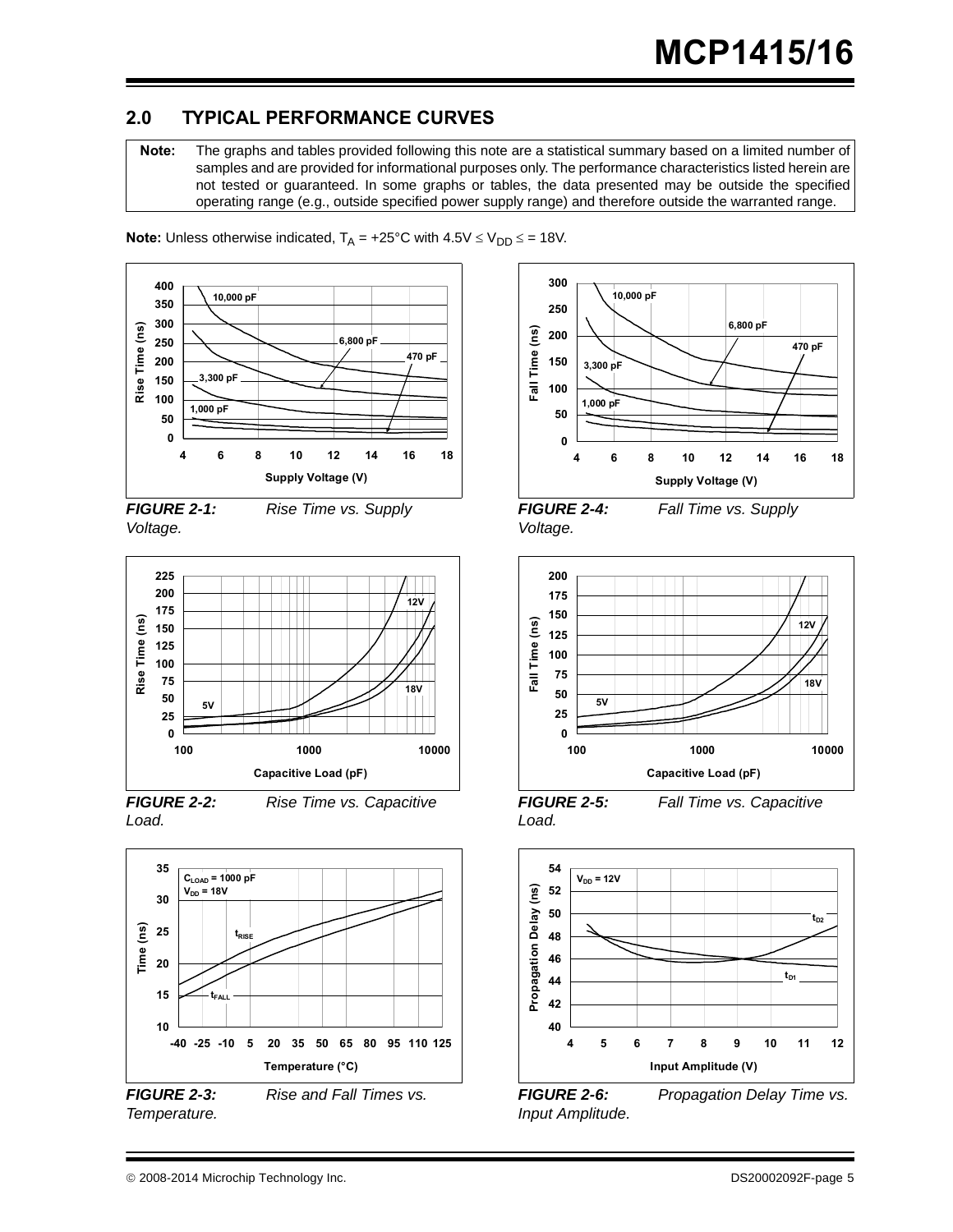## 2.0 TYPICAL PERFORMANCE CURVES

**Note:** The graphs and tables provided following this note are a statistical summary based on a limited number of samples and are provided for informational purposes only. The performance characteristics listed herein are not tested or guaranteed. In some graphs or tables, the data presented may be outside the specified operating range (e.g., outside specified power supply range) and therefore outside the warranted range.

**Note:** Unless otherwise indicated, $T_A$ = +25°C with 4.5V ≤ $V_{DD}$ ≤ = 18V.

***FIGURE 2-1:*** *Rise Time vs. Supply Voltage.*

***FIGURE 2-2:*** *Rise Time vs. Capacitive Load.*

***FIGURE 2-3:*** *Rise and Fall Times vs. Temperature.*

***FIGURE 2-4:*** *Fall Time vs. Supply Voltage.*

***FIGURE 2-5:*** *Fall Time vs. Capacitive Load.*

***FIGURE 2-6:*** *Propagation Delay Time vs. Input Amplitude.*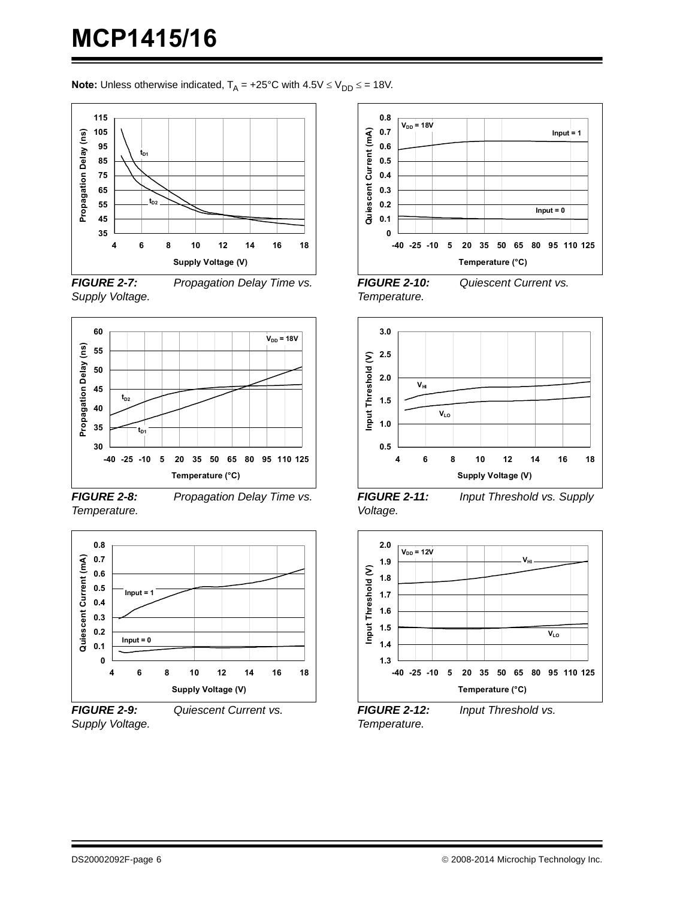**Note:** Unless otherwise indicated, $T_A$ = +25°C with 4.5V ≤ $V_{DD}$ ≤ = 18V.

***FIGURE 2-7:*** *Propagation Delay Time vs. Supply Voltage.*

***FIGURE 2-8:*** *Propagation Delay Time vs. Temperature.*

***FIGURE 2-9:*** *Quiescent Current vs. Supply Voltage.*

***FIGURE 2-10:*** *Quiescent Current vs. Temperature.*

***FIGURE 2-11:*** *Input Threshold vs. Supply Voltage.*

***FIGURE 2-12:*** *Input Threshold vs. Temperature.*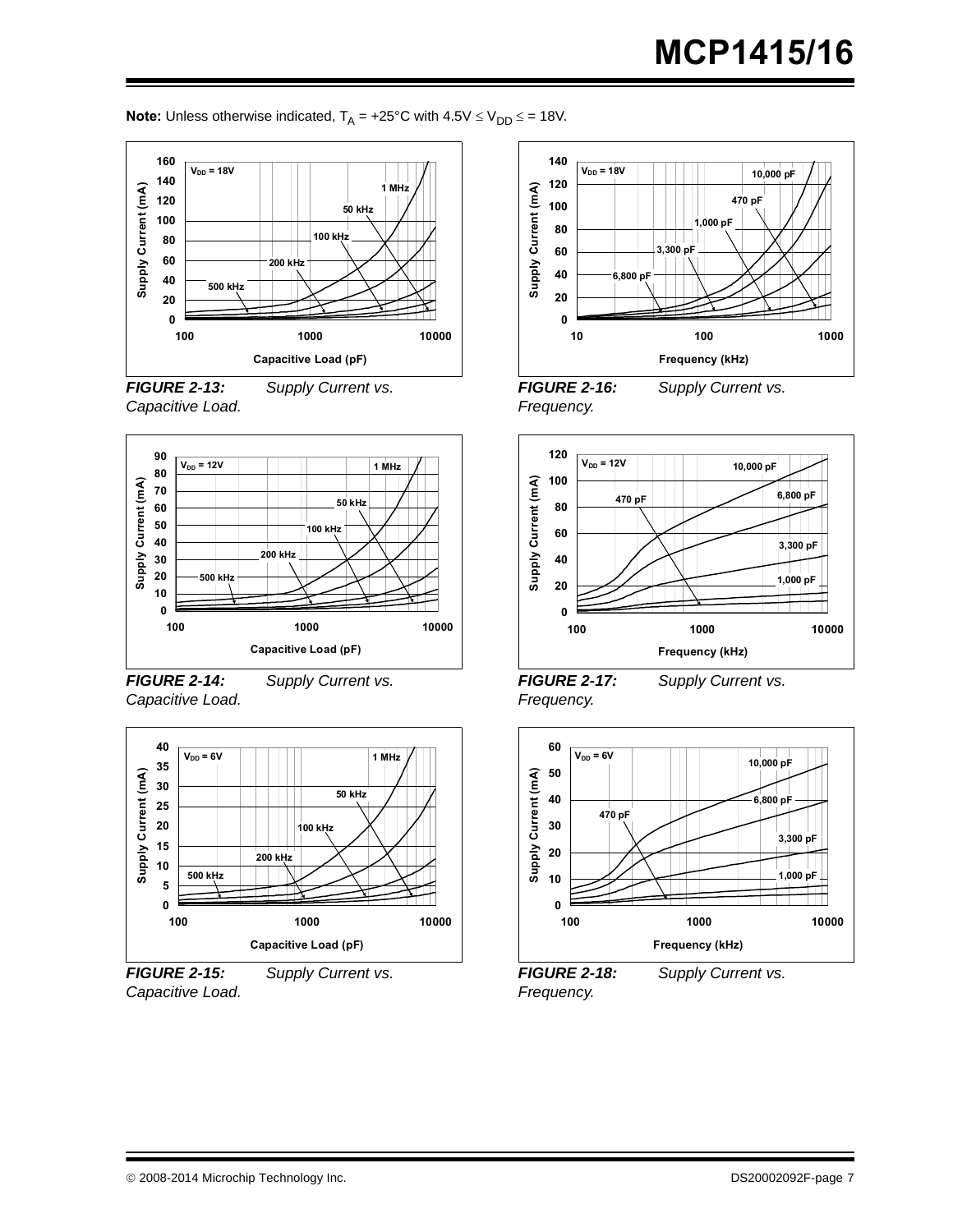**Note:** Unless otherwise indicated, $T_A$ = +25°C with 4.5V ≤ $V_{DD}$ ≤ = 18V.

***FIGURE 2-13:*** *Supply Current vs. Capacitive Load.*

***FIGURE 2-14:*** *Supply Current vs. Capacitive Load.*

***FIGURE 2-15:*** *Supply Current vs. Capacitive Load.*

***FIGURE 2-16:*** *Supply Current vs. Frequency.*

***FIGURE 2-17:*** *Supply Current vs. Frequency.*

***FIGURE 2-18:*** *Supply Current vs. Frequency.*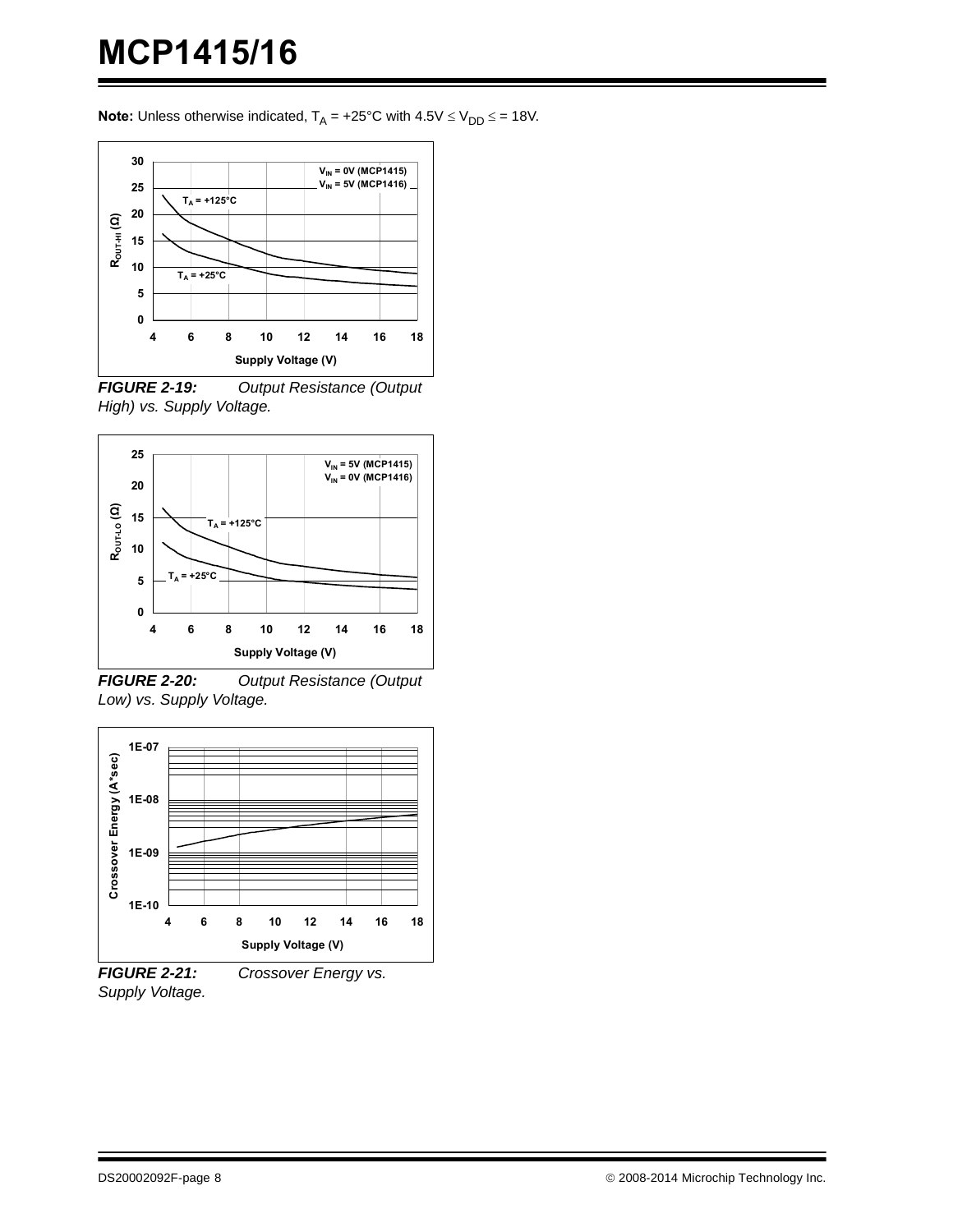**Note:** Unless otherwise indicated, $T_A$ = +25°C with 4.5V ≤ $V_{DD}$ ≤ = 18V.

*FIGURE 2-19: Output Resistance (Output High) vs. Supply Voltage.*

*FIGURE 2-20: Output Resistance (Output Low) vs. Supply Voltage.*

*FIGURE 2-21: Crossover Energy vs. Supply Voltage.*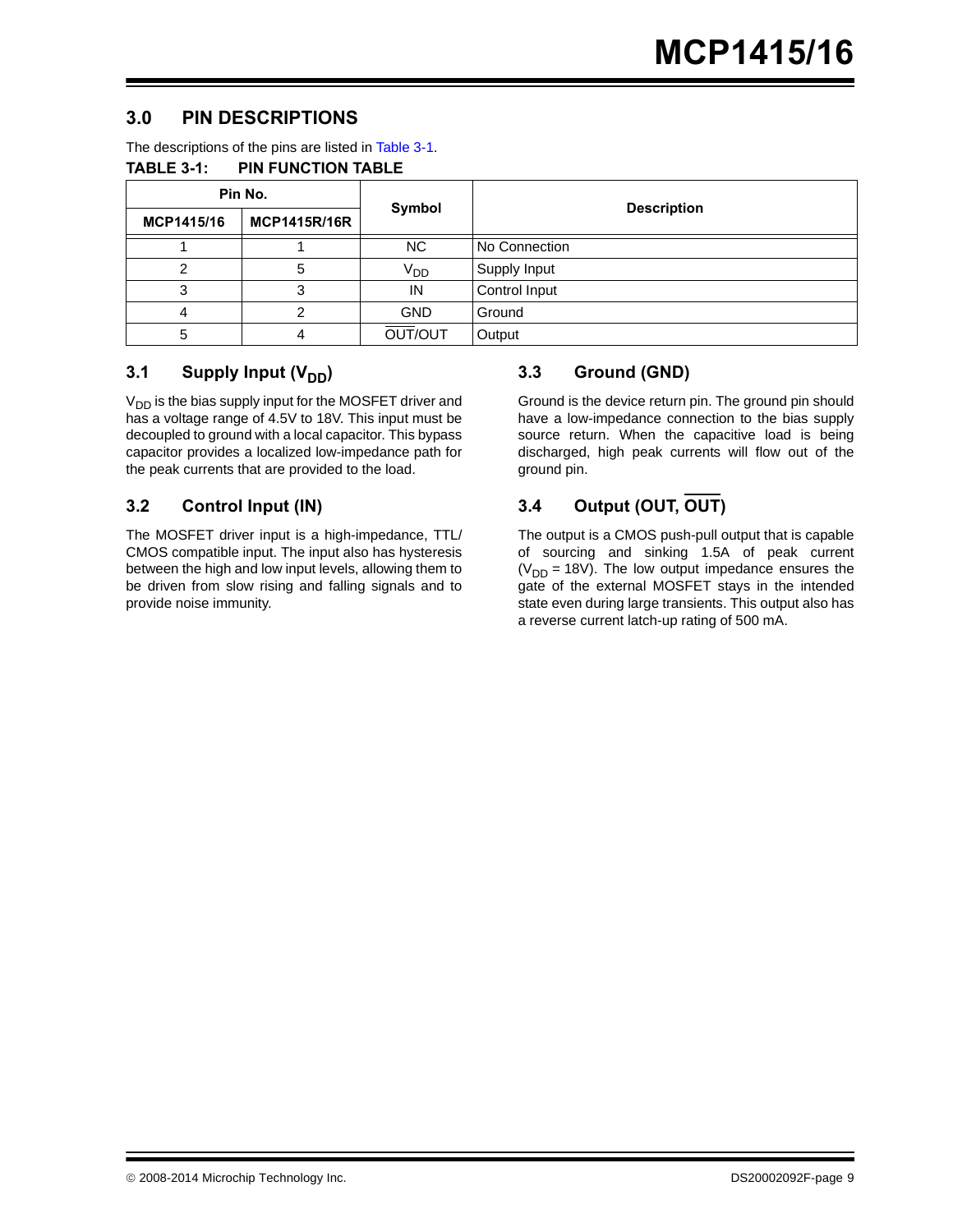## 3.0 PIN DESCRIPTIONS

The descriptions of the pins are listed in Table 3-1.

**TABLE 3-1: PIN FUNCTION TABLE**

| Pin No. | | Symbol | Description |
|---|---|---|---|
| MCP1415/16 | MCP1415R/16R | | |
| 1 | 1 | NC | No Connection |
| 2 | 5 | $V_{DD}$ | Supply Input |
| 3 | 3 | IN | Control Input |
| 4 | 2 | GND | Ground |
| 5 | 4 | $\overline{\text{OUT}}$/OUT | Output |

### 3.1 Supply Input ($V_{DD}$)

$V_{DD}$ is the bias supply input for the MOSFET driver and has a voltage range of 4.5V to 18V. This input must be decoupled to ground with a local capacitor. This bypass capacitor provides a localized low-impedance path for the peak currents that are provided to the load.

### 3.2 Control Input (IN)

The MOSFET driver input is a high-impedance, TTL/CMOS compatible input. The input also has hysteresis between the high and low input levels, allowing them to be driven from slow rising and falling signals and to provide noise immunity.

### 3.3 Ground (GND)

Ground is the device return pin. The ground pin should have a low-impedance connection to the bias supply source return. When the capacitive load is being discharged, high peak currents will flow out of the ground pin.

### 3.4 Output (OUT, $\overline{\text{OUT}}$)

The output is a CMOS push-pull output that is capable of sourcing and sinking 1.5A of peak current ($V_{DD}$ = 18V). The low output impedance ensures the gate of the external MOSFET stays in the intended state even during large transients. This output also has a reverse current latch-up rating of 500 mA.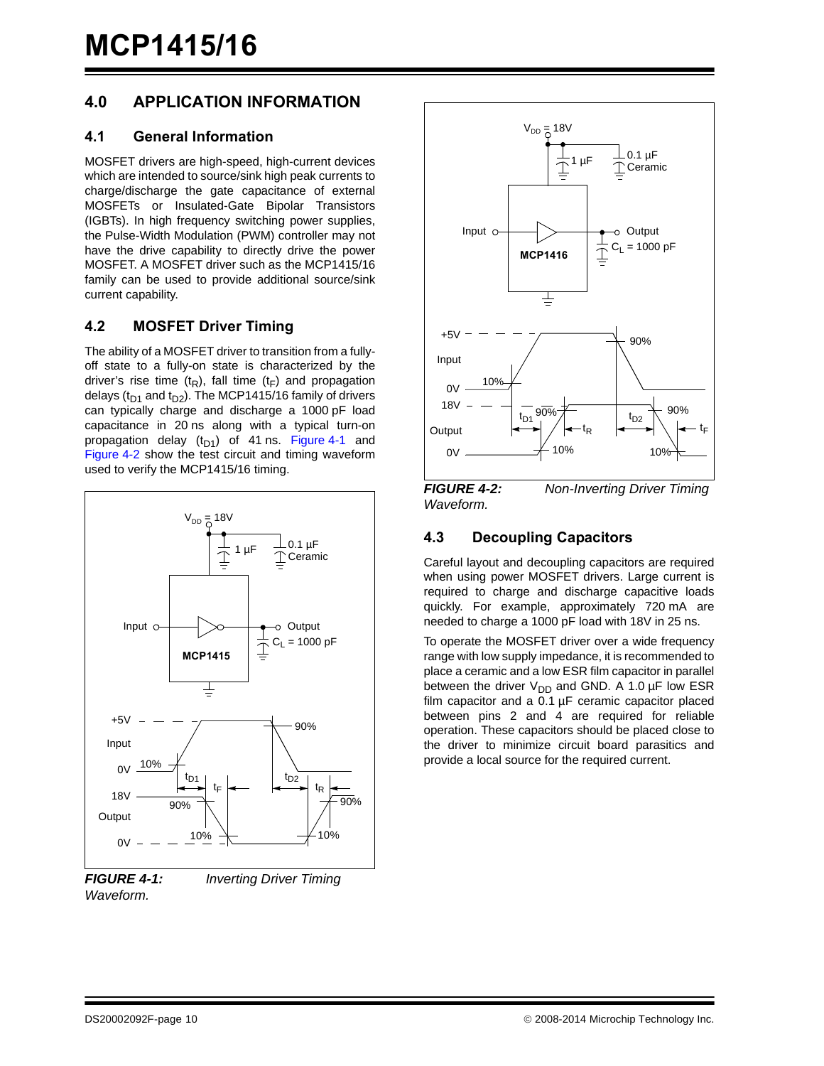## 4.0 APPLICATION INFORMATION

### 4.1 General Information

MOSFET drivers are high-speed, high-current devices which are intended to source/sink high peak currents to charge/discharge the gate capacitance of external MOSFETs or Insulated-Gate Bipolar Transistors (IGBTs). In high frequency switching power supplies, the Pulse-Width Modulation (PWM) controller may not have the drive capability to directly drive the power MOSFET. A MOSFET driver such as the MCP1415/16 family can be used to provide additional source/sink current capability.

### 4.2 MOSFET Driver Timing

The ability of a MOSFET driver to transition from a fully-off state to a fully-on state is characterized by the driver's rise time ($t_R$), fall time ($t_F$) and propagation delays ($t_{D1}$ and $t_{D2}$). The MCP1415/16 family of drivers can typically charge and discharge a 1000 pF load capacitance in 20 ns along with a typical turn-on propagation delay ($t_{D1}$) of 41 ns. Figure 4-1 and Figure 4-2 show the test circuit and timing waveform used to verify the MCP1415/16 timing.

***FIGURE 4-1:*** *Inverting Driver Timing Waveform.*

***FIGURE 4-2:*** *Non-Inverting Driver Timing Waveform.*

### 4.3 Decoupling Capacitors

Careful layout and decoupling capacitors are required when using power MOSFET drivers. Large current is required to charge and discharge capacitive loads quickly. For example, approximately 720 mA are needed to charge a 1000 pF load with 18V in 25 ns.

To operate the MOSFET driver over a wide frequency range with low supply impedance, it is recommended to place a ceramic and a low ESR film capacitor in parallel between the driver $V_{DD}$ and GND. A 1.0 µF low ESR film capacitor and a 0.1 µF ceramic capacitor placed between pins 2 and 4 are required for reliable operation. These capacitors should be placed close to the driver to minimize circuit board parasitics and provide a local source for the required current.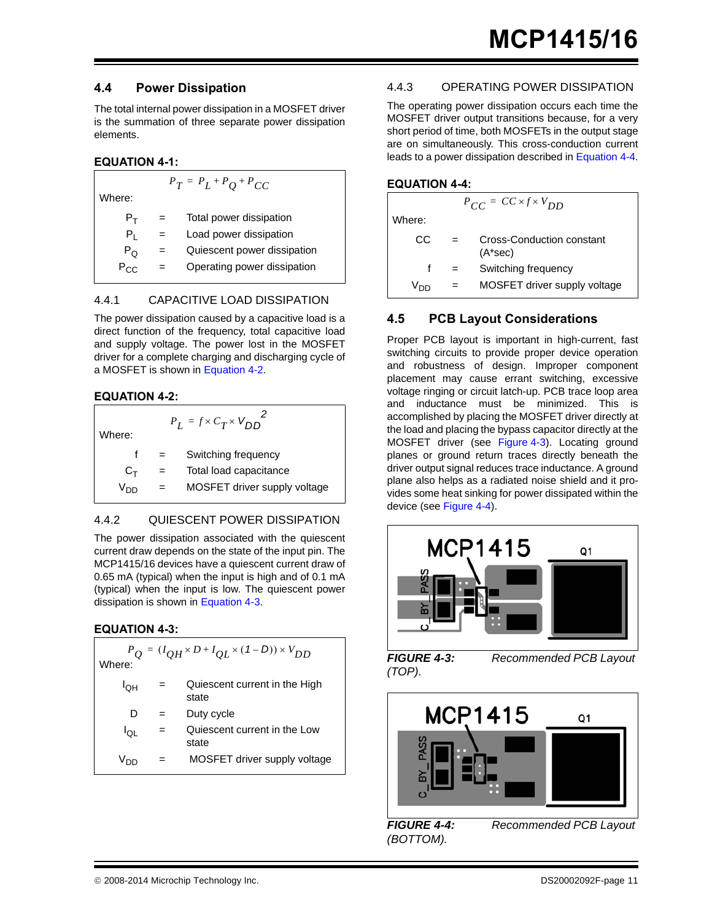## 4.4 Power Dissipation

The total internal power dissipation in a MOSFET driver is the summation of three separate power dissipation elements.

**EQUATION 4-1:**

$$P_T = P_L + P_Q + P_{CC}$$

Where:

| | | |
|---|---|---|
| $P_T$ | = | Total power dissipation |
| $P_L$ | = | Load power dissipation |
| $P_Q$ | = | Quiescent power dissipation |
| $P_{CC}$ | = | Operating power dissipation |

### 4.4.1 CAPACITIVE LOAD DISSIPATION

The power dissipation caused by a capacitive load is a direct function of the frequency, total capacitive load and supply voltage. The power lost in the MOSFET driver for a complete charging and discharging cycle of a MOSFET is shown in Equation 4-2.

**EQUATION 4-2:**

$$P_L = f \times C_T \times V_{DD}^2$$

Where:

| | | |
|---|---|---|
| f | = | Switching frequency |
| $C_T$ | = | Total load capacitance |
| $V_{DD}$ | = | MOSFET driver supply voltage |

### 4.4.2 QUIESCENT POWER DISSIPATION

The power dissipation associated with the quiescent current draw depends on the state of the input pin. The MCP1415/16 devices have a quiescent current draw of 0.65 mA (typical) when the input is high and of 0.1 mA (typical) when the input is low. The quiescent power dissipation is shown in Equation 4-3.

**EQUATION 4-3:**

$$P_Q = (I_{QH} \times D + I_{QL} \times (1 - D)) \times V_{DD}$$

Where:

| | | |
|---|---|---|
| $I_{QH}$ | = | Quiescent current in the High state |
| D | = | Duty cycle |
| $I_{QL}$ | = | Quiescent current in the Low state |
| $V_{DD}$ | = | MOSFET driver supply voltage |

### 4.4.3 OPERATING POWER DISSIPATION

The operating power dissipation occurs each time the MOSFET driver output transitions because, for a very short period of time, both MOSFETs in the output stage are on simultaneously. This cross-conduction current leads to a power dissipation described in Equation 4-4.

**EQUATION 4-4:**

$$P_{CC} = CC \times f \times V_{DD}$$

Where:

| | | |
|---|---|---|
| CC | = | Cross-Conduction constant (A*sec) |
| f | = | Switching frequency |
| $V_{DD}$ | = | MOSFET driver supply voltage |

## 4.5 PCB Layout Considerations

Proper PCB layout is important in high-current, fast switching circuits to provide proper device operation and robustness of design. Improper component placement may cause errant switching, excessive voltage ringing or circuit latch-up. PCB trace loop area and inductance must be minimized. This is accomplished by placing the MOSFET driver directly at the load and placing the bypass capacitor directly at the MOSFET driver (see Figure 4-3). Locating ground planes or ground return traces directly beneath the driver output signal reduces trace inductance. A ground plane also helps as a radiated noise shield and it provides some heat sinking for power dissipated within the device (see Figure 4-4).

***FIGURE 4-3:*** *Recommended PCB Layout (TOP).*

***FIGURE 4-4:*** *Recommended PCB Layout (BOTTOM).*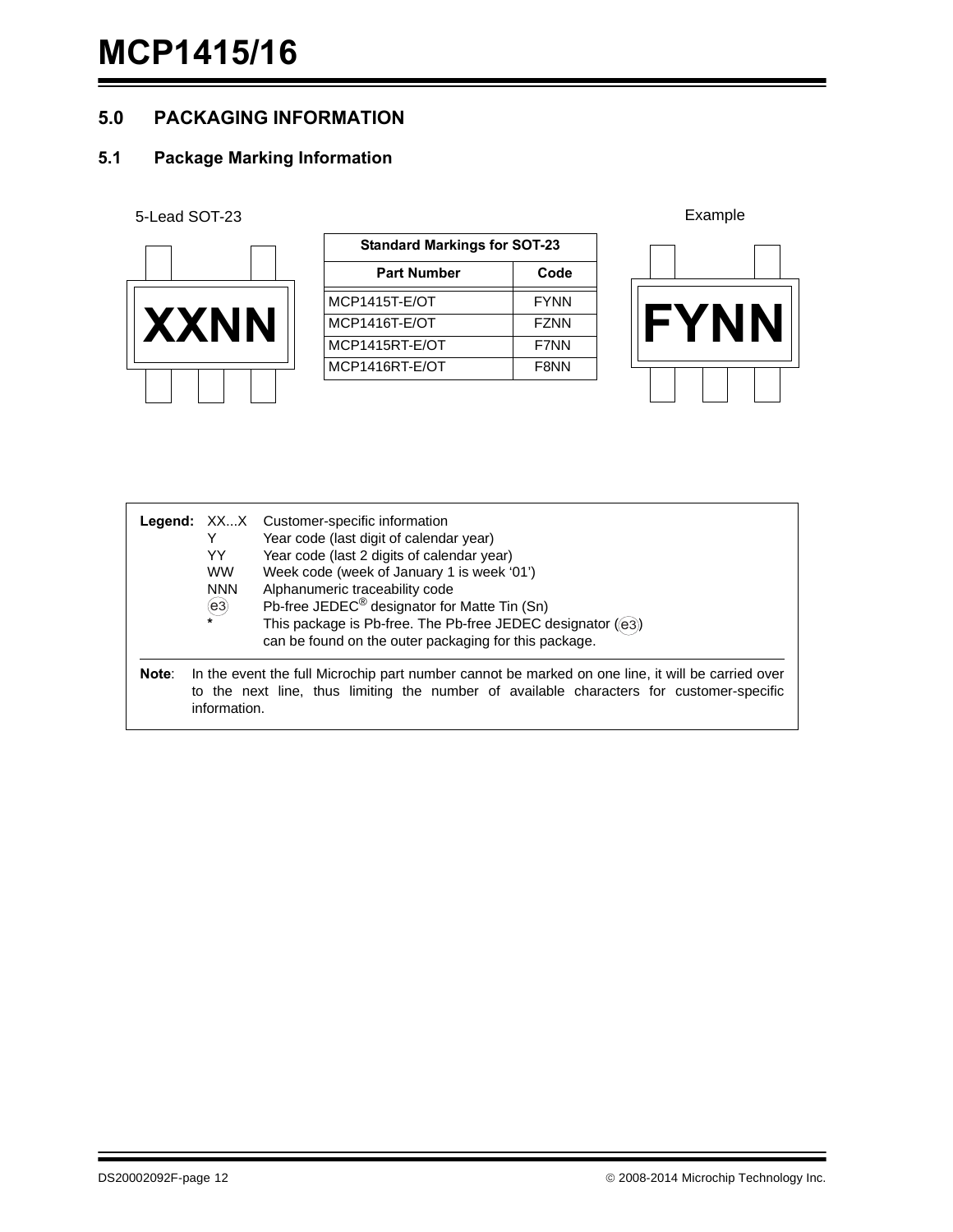## 5.0 PACKAGING INFORMATION

### 5.1 Package Marking Information

5-Lead SOT-23

XXNN

| Standard Markings for SOT-23 | |
|---|---|
| **Part Number** | **Code** |
| MCP1415T-E/OT | FYNN |
| MCP1416T-E/OT | FZNN |
| MCP1415RT-E/OT | F7NN |
| MCP1416RT-E/OT | F8NN |

Example

FYNN

**Legend:**

| | |
|---|---|
| XX...X | Customer-specific information |
| Y | Year code (last digit of calendar year) |
| YY | Year code (last 2 digits of calendar year) |
| WW | Week code (week of January 1 is week '01') |
| NNN | Alphanumeric traceability code |
| (e3) | Pb-free JEDEC® designator for Matte Tin (Sn) |
| * | This package is Pb-free. The Pb-free JEDEC designator ((e3)) can be found on the outer packaging for this package. |

**Note**: In the event the full Microchip part number cannot be marked on one line, it will be carried over to the next line, thus limiting the number of available characters for customer-specific information.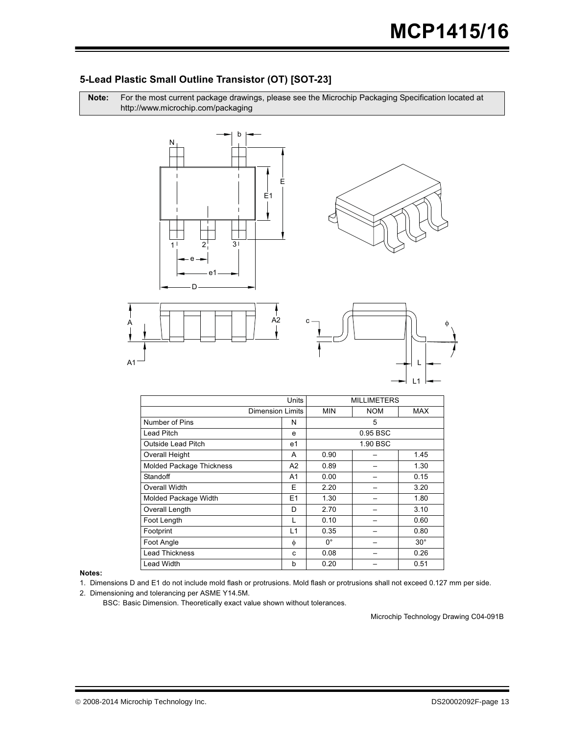## 5-Lead Plastic Small Outline Transistor (OT) [SOT-23]

**Note:** For the most current package drawings, please see the Microchip Packaging Specification located at http://www.microchip.com/packaging

| Units | | MILLIMETERS | | |
|---|---|---|---|---|
| Dimension Limits | | MIN | NOM | MAX |
| Number of Pins | N | | 5 | |
| Lead Pitch | e | | 0.95 BSC | |
| Outside Lead Pitch | e1 | | 1.90 BSC | |
| Overall Height | A | 0.90 | – | 1.45 |
| Molded Package Thickness | A2 | 0.89 | – | 1.30 |
| Standoff | A1 | 0.00 | – | 0.15 |
| Overall Width | E | 2.20 | – | 3.20 |
| Molded Package Width | E1 | 1.30 | – | 1.80 |
| Overall Length | D | 2.70 | – | 3.10 |
| Foot Length | L | 0.10 | – | 0.60 |
| Footprint | L1 | 0.35 | – | 0.80 |
| Foot Angle | $\phi$ | 0° | – | 30° |
| Lead Thickness | c | 0.08 | – | 0.26 |
| Lead Width | b | 0.20 | – | 0.51 |

**Notes:**

1. Dimensions D and E1 do not include mold flash or protrusions. Mold flash or protrusions shall not exceed 0.127 mm per side.
2. Dimensioning and tolerancing per ASME Y14.5M.

   BSC: Basic Dimension. Theoretically exact value shown without tolerances.

Microchip Technology Drawing C04-091B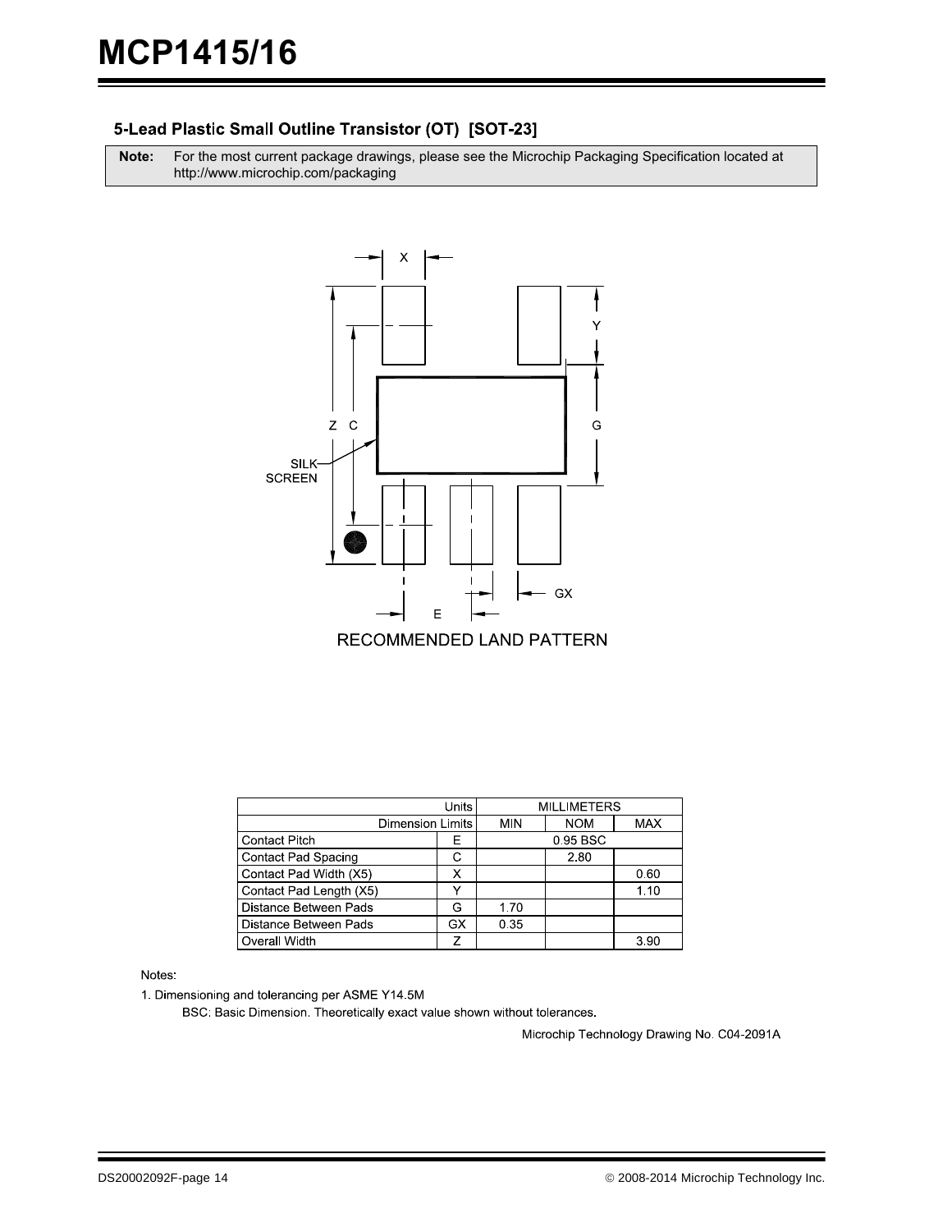## 5-Lead Plastic Small Outline Transistor (OT) [SOT-23]

**Note:** For the most current package drawings, please see the Microchip Packaging Specification located at http://www.microchip.com/packaging

RECOMMENDED LAND PATTERN

| Units | | MILLIMETERS | | |
|---|---|---|---|---|
| Dimension Limits | | MIN | NOM | MAX |
| Contact Pitch | E | | 0.95 BSC | |
| Contact Pad Spacing | C | | 2.80 | |
| Contact Pad Width (X5) | X | | | 0.60 |
| Contact Pad Length (X5) | Y | | | 1.10 |
| Distance Between Pads | G | 1.70 | | |
| Distance Between Pads | GX | 0.35 | | |
| Overall Width | Z | | | 3.90 |

Notes:

1. Dimensioning and tolerancing per ASME Y14.5M

   BSC: Basic Dimension. Theoretically exact value shown without tolerances.

Microchip Technology Drawing No. C04-2091A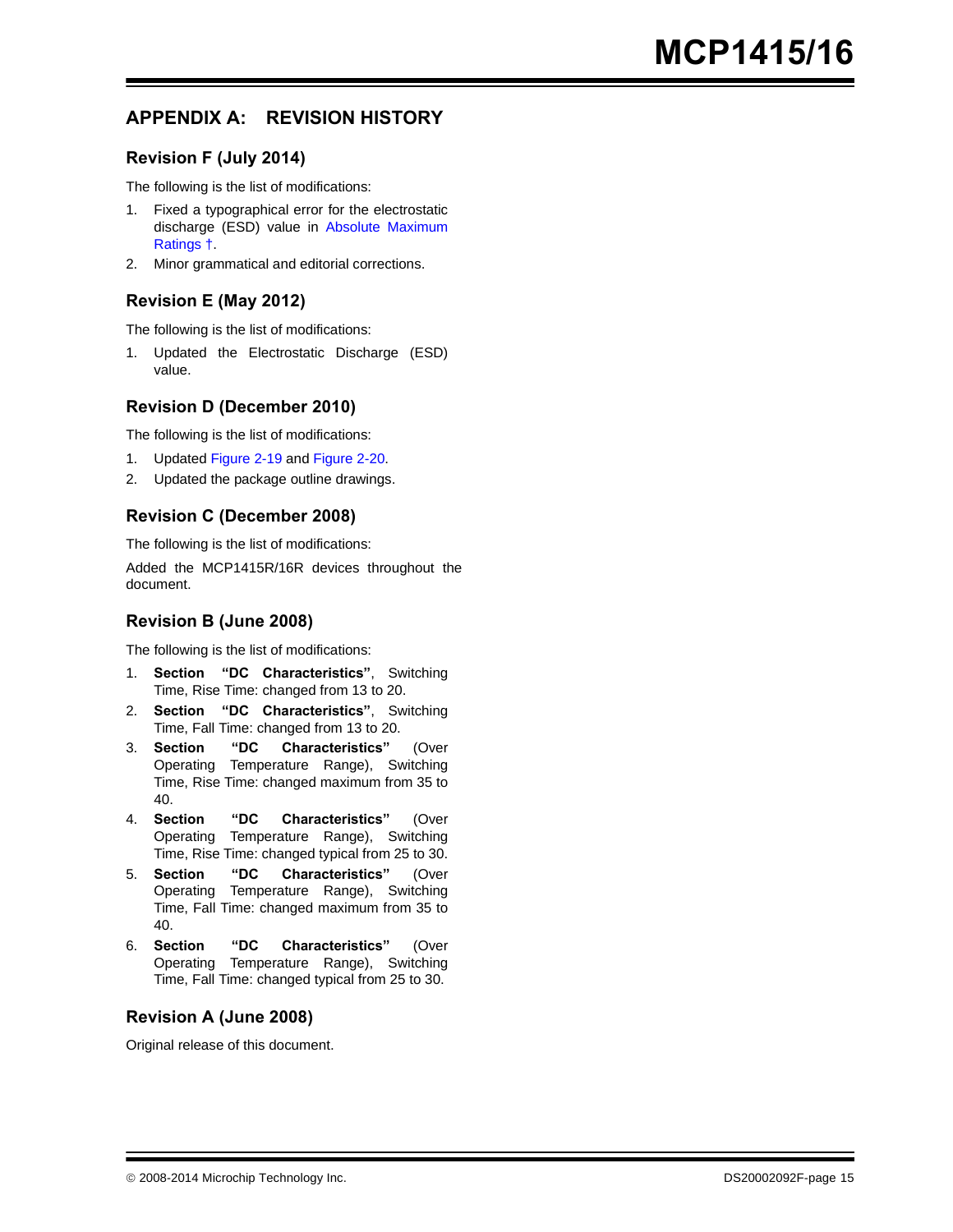# APPENDIX A: REVISION HISTORY

## Revision F (July 2014)

The following is the list of modifications:

1. Fixed a typographical error for the electrostatic discharge (ESD) value in Absolute Maximum Ratings †.
2. Minor grammatical and editorial corrections.

## Revision E (May 2012)

The following is the list of modifications:

1. Updated the Electrostatic Discharge (ESD) value.

## Revision D (December 2010)

The following is the list of modifications:

1. Updated Figure 2-19 and Figure 2-20.
2. Updated the package outline drawings.

## Revision C (December 2008)

The following is the list of modifications:

Added the MCP1415R/16R devices throughout the document.

## Revision B (June 2008)

The following is the list of modifications:

1. **Section "DC Characteristics"**, Switching Time, Rise Time: changed from 13 to 20.
2. **Section "DC Characteristics"**, Switching Time, Fall Time: changed from 13 to 20.
3. **Section "DC Characteristics"** (Over Operating Temperature Range), Switching Time, Rise Time: changed maximum from 35 to 40.
4. **Section "DC Characteristics"** (Over Operating Temperature Range), Switching Time, Rise Time: changed typical from 25 to 30.
5. **Section "DC Characteristics"** (Over Operating Temperature Range), Switching Time, Fall Time: changed maximum from 35 to 40.
6. **Section "DC Characteristics"** (Over Operating Temperature Range), Switching Time, Fall Time: changed typical from 25 to 30.

## Revision A (June 2008)

Original release of this document.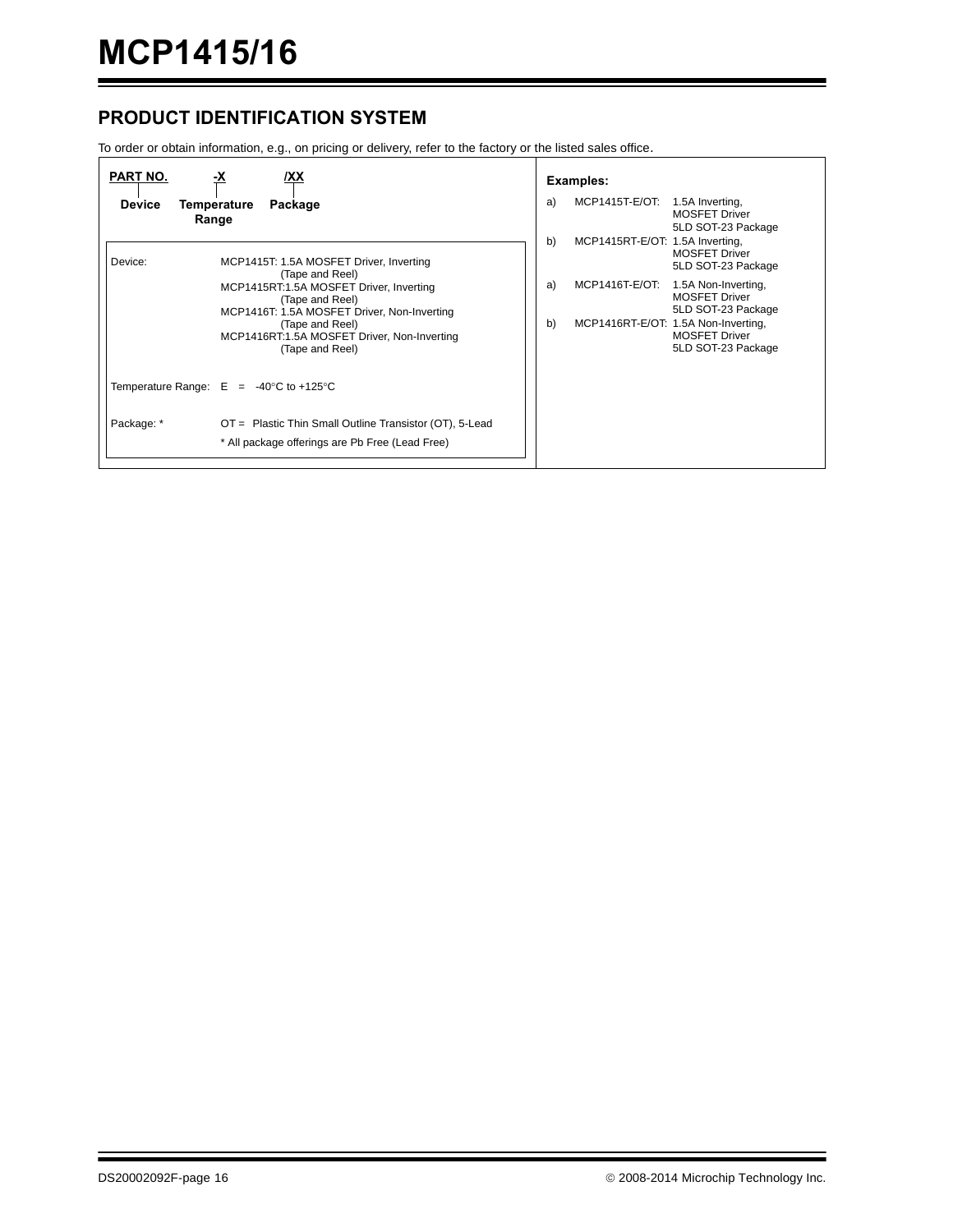## PRODUCT IDENTIFICATION SYSTEM

To order or obtain information, e.g., on pricing or delivery, refer to the factory or the listed sales office.

| PART NO. | -X | /XX |
|---|---|---|
| Device | Temperature Range | Package |

Device:
- MCP1415T: 1.5A MOSFET Driver, Inverting (Tape and Reel)
- MCP1415RT:1.5A MOSFET Driver, Inverting (Tape and Reel)
- MCP1416T: 1.5A MOSFET Driver, Non-Inverting (Tape and Reel)
- MCP1416RT:1.5A MOSFET Driver, Non-Inverting (Tape and Reel)

Temperature Range: E = -40°C to +125°C

Package: * OT = Plastic Thin Small Outline Transistor (OT), 5-Lead

\* All package offerings are Pb Free (Lead Free)

**Examples:**

a) MCP1415T-E/OT: 1.5A Inverting, MOSFET Driver 5LD SOT-23 Package

b) MCP1415RT-E/OT: 1.5A Inverting, MOSFET Driver 5LD SOT-23 Package

a) MCP1416T-E/OT: 1.5A Non-Inverting, MOSFET Driver 5LD SOT-23 Package

b) MCP1416RT-E/OT: 1.5A Non-Inverting, MOSFET Driver 5LD SOT-23 Package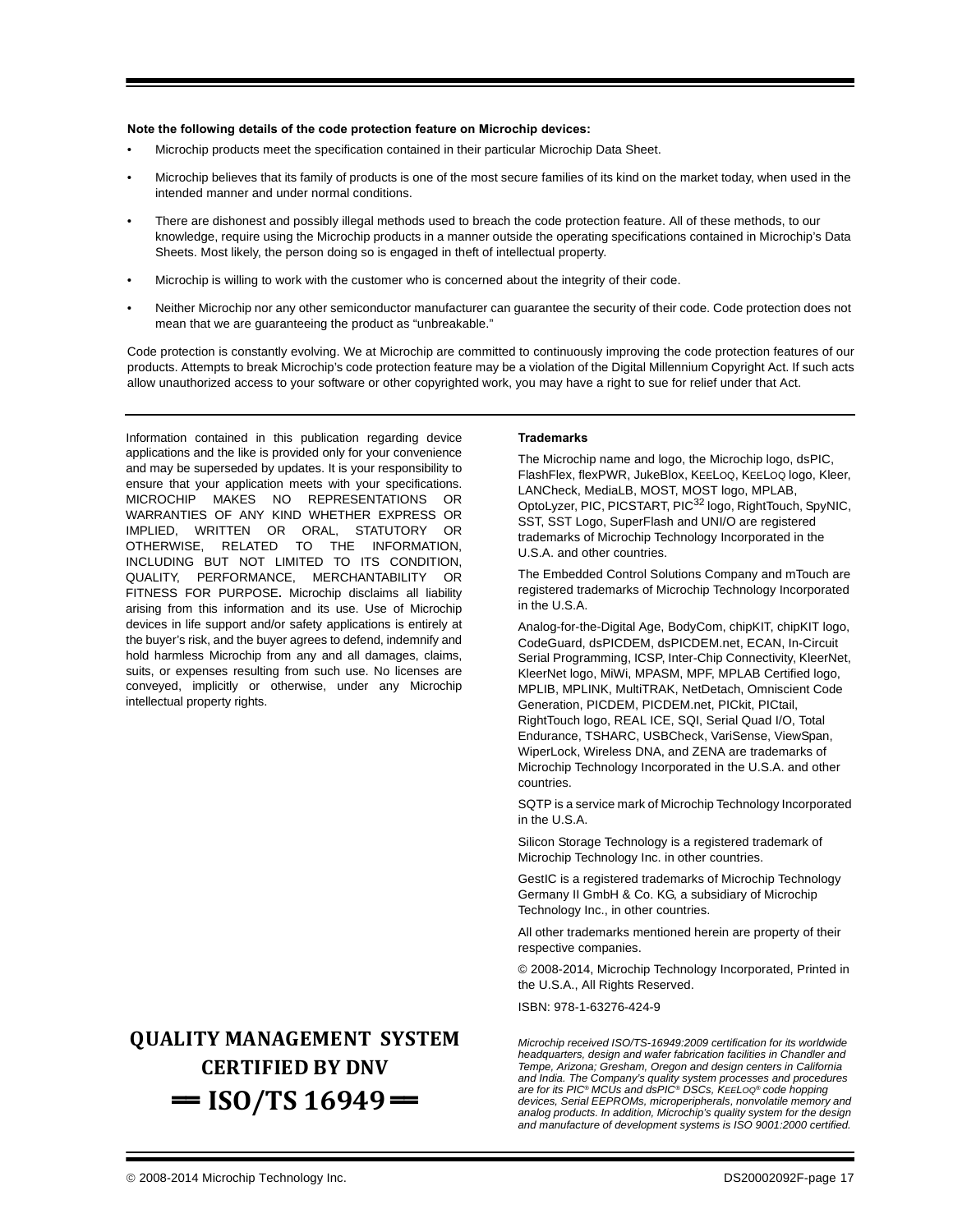**Note the following details of the code protection feature on Microchip devices:**

- Microchip products meet the specification contained in their particular Microchip Data Sheet.
- Microchip believes that its family of products is one of the most secure families of its kind on the market today, when used in the intended manner and under normal conditions.
- There are dishonest and possibly illegal methods used to breach the code protection feature. All of these methods, to our knowledge, require using the Microchip products in a manner outside the operating specifications contained in Microchip's Data Sheets. Most likely, the person doing so is engaged in theft of intellectual property.
- Microchip is willing to work with the customer who is concerned about the integrity of their code.
- Neither Microchip nor any other semiconductor manufacturer can guarantee the security of their code. Code protection does not mean that we are guaranteeing the product as "unbreakable."

Code protection is constantly evolving. We at Microchip are committed to continuously improving the code protection features of our products. Attempts to break Microchip's code protection feature may be a violation of the Digital Millennium Copyright Act. If such acts allow unauthorized access to your software or other copyrighted work, you may have a right to sue for relief under that Act.

---

Information contained in this publication regarding device applications and the like is provided only for your convenience and may be superseded by updates. It is your responsibility to ensure that your application meets with your specifications. MICROCHIP MAKES NO REPRESENTATIONS OR WARRANTIES OF ANY KIND WHETHER EXPRESS OR IMPLIED, WRITTEN OR ORAL, STATUTORY OR OTHERWISE, RELATED TO THE INFORMATION, INCLUDING BUT NOT LIMITED TO ITS CONDITION, QUALITY, PERFORMANCE, MERCHANTABILITY OR FITNESS FOR PURPOSE**.** Microchip disclaims all liability arising from this information and its use. Use of Microchip devices in life support and/or safety applications is entirely at the buyer's risk, and the buyer agrees to defend, indemnify and hold harmless Microchip from any and all damages, claims, suits, or expenses resulting from such use. No licenses are conveyed, implicitly or otherwise, under any Microchip intellectual property rights.

**QUALITY MANAGEMENT SYSTEM CERTIFIED BY DNV**

**== ISO/TS 16949 ==**

**Trademarks**

The Microchip name and logo, the Microchip logo, dsPIC, FlashFlex, flexPWR, JukeBlox, KEELOQ, KEELOQ logo, Kleer, LANCheck, MediaLB, MOST, MOST logo, MPLAB, OptoLyzer, PIC, PICSTART, PIC32 logo, RightTouch, SpyNIC, SST, SST Logo, SuperFlash and UNI/O are registered trademarks of Microchip Technology Incorporated in the U.S.A. and other countries.

The Embedded Control Solutions Company and mTouch are registered trademarks of Microchip Technology Incorporated in the U.S.A.

Analog-for-the-Digital Age, BodyCom, chipKIT, chipKIT logo, CodeGuard, dsPICDEM, dsPICDEM.net, ECAN, In-Circuit Serial Programming, ICSP, Inter-Chip Connectivity, KleerNet, KleerNet logo, MiWi, MPASM, MPF, MPLAB Certified logo, MPLIB, MPLINK, MultiTRAK, NetDetach, Omniscient Code Generation, PICDEM, PICDEM.net, PICkit, PICtail, RightTouch logo, REAL ICE, SQI, Serial Quad I/O, Total Endurance, TSHARC, USBCheck, VariSense, ViewSpan, WiperLock, Wireless DNA, and ZENA are trademarks of Microchip Technology Incorporated in the U.S.A. and other countries.

SQTP is a service mark of Microchip Technology Incorporated in the U.S.A.

Silicon Storage Technology is a registered trademark of Microchip Technology Inc. in other countries.

GestIC is a registered trademarks of Microchip Technology Germany II GmbH & Co. KG, a subsidiary of Microchip Technology Inc., in other countries.

All other trademarks mentioned herein are property of their respective companies.

© 2008-2014, Microchip Technology Incorporated, Printed in the U.S.A., All Rights Reserved.

ISBN: 978-1-63276-424-9

*Microchip received ISO/TS-16949:2009 certification for its worldwide headquarters, design and wafer fabrication facilities in Chandler and Tempe, Arizona; Gresham, Oregon and design centers in California and India. The Company's quality system processes and procedures are for its PIC® MCUs and dsPIC® DSCs, KEELOQ® code hopping devices, Serial EEPROMs, microperipherals, nonvolatile memory and analog products. In addition, Microchip's quality system for the design and manufacture of development systems is ISO 9001:2000 certified.*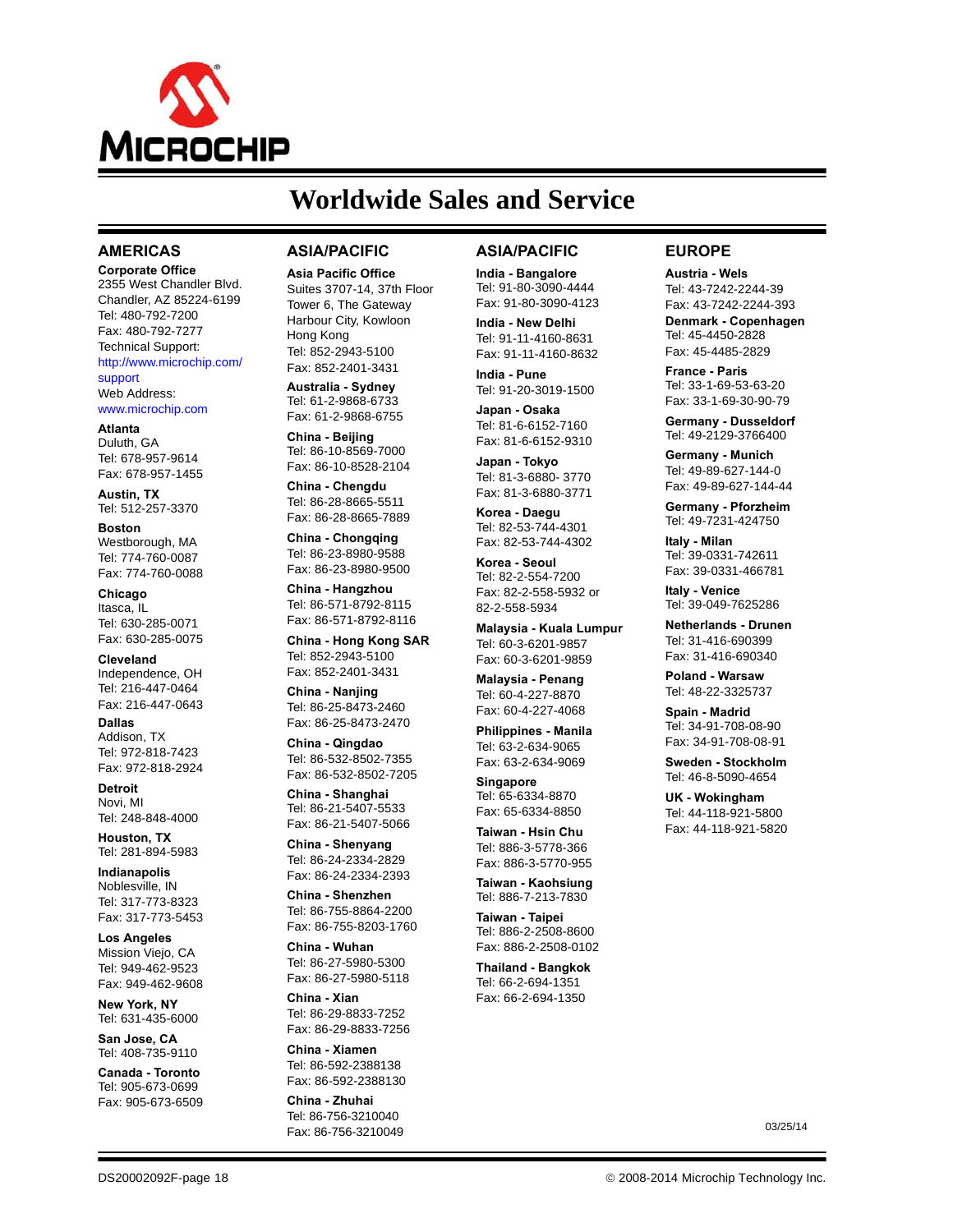# Worldwide Sales and Service

## AMERICAS

**Corporate Office**
2355 West Chandler Blvd.
Chandler, AZ 85224-6199
Tel: 480-792-7200
Fax: 480-792-7277
Technical Support:
http://www.microchip.com/support
Web Address:
www.microchip.com

**Atlanta**
Duluth, GA
Tel: 678-957-9614
Fax: 678-957-1455

**Austin, TX**
Tel: 512-257-3370

**Boston**
Westborough, MA
Tel: 774-760-0087
Fax: 774-760-0088

**Chicago**
Itasca, IL
Tel: 630-285-0071
Fax: 630-285-0075

**Cleveland**
Independence, OH
Tel: 216-447-0464
Fax: 216-447-0643

**Dallas**
Addison, TX
Tel: 972-818-7423
Fax: 972-818-2924

**Detroit**
Novi, MI
Tel: 248-848-4000

**Houston, TX**
Tel: 281-894-5983

**Indianapolis**
Noblesville, IN
Tel: 317-773-8323
Fax: 317-773-5453

**Los Angeles**
Mission Viejo, CA
Tel: 949-462-9523
Fax: 949-462-9608

**New York, NY**
Tel: 631-435-6000

**San Jose, CA**
Tel: 408-735-9110

**Canada - Toronto**
Tel: 905-673-0699
Fax: 905-673-6509

## ASIA/PACIFIC

**Asia Pacific Office**
Suites 3707-14, 37th Floor
Tower 6, The Gateway
Harbour City, Kowloon
Hong Kong
Tel: 852-2943-5100
Fax: 852-2401-3431

**Australia - Sydney**
Tel: 61-2-9868-6733
Fax: 61-2-9868-6755

**China - Beijing**
Tel: 86-10-8569-7000
Fax: 86-10-8528-2104

**China - Chengdu**
Tel: 86-28-8665-5511
Fax: 86-28-8665-7889

**China - Chongqing**
Tel: 86-23-8980-9588
Fax: 86-23-8980-9500

**China - Hangzhou**
Tel: 86-571-8792-8115
Fax: 86-571-8792-8116

**China - Hong Kong SAR**
Tel: 852-2943-5100
Fax: 852-2401-3431

**China - Nanjing**
Tel: 86-25-8473-2460
Fax: 86-25-8473-2470

**China - Qingdao**
Tel: 86-532-8502-7355
Fax: 86-532-8502-7205

**China - Shanghai**
Tel: 86-21-5407-5533
Fax: 86-21-5407-5066

**China - Shenyang**
Tel: 86-24-2334-2829
Fax: 86-24-2334-2393

**China - Shenzhen**
Tel: 86-755-8864-2200
Fax: 86-755-8203-1760

**China - Wuhan**
Tel: 86-27-5980-5300
Fax: 86-27-5980-5118

**China - Xian**
Tel: 86-29-8833-7252
Fax: 86-29-8833-7256

**China - Xiamen**
Tel: 86-592-2388138
Fax: 86-592-2388130

**China - Zhuhai**
Tel: 86-756-3210040
Fax: 86-756-3210049

## ASIA/PACIFIC

**India - Bangalore**
Tel: 91-80-3090-4444
Fax: 91-80-3090-4123

**India - New Delhi**
Tel: 91-11-4160-8631
Fax: 91-11-4160-8632

**India - Pune**
Tel: 91-20-3019-1500

**Japan - Osaka**
Tel: 81-6-6152-7160
Fax: 81-6-6152-9310

**Japan - Tokyo**
Tel: 81-3-6880- 3770
Fax: 81-3-6880-3771

**Korea - Daegu**
Tel: 82-53-744-4301
Fax: 82-53-744-4302

**Korea - Seoul**
Tel: 82-2-554-7200
Fax: 82-2-558-5932 or
82-2-558-5934

**Malaysia - Kuala Lumpur**
Tel: 60-3-6201-9857
Fax: 60-3-6201-9859

**Malaysia - Penang**
Tel: 60-4-227-8870
Fax: 60-4-227-4068

**Philippines - Manila**
Tel: 63-2-634-9065
Fax: 63-2-634-9069

**Singapore**
Tel: 65-6334-8870
Fax: 65-6334-8850

**Taiwan - Hsin Chu**
Tel: 886-3-5778-366
Fax: 886-3-5770-955

**Taiwan - Kaohsiung**
Tel: 886-7-213-7830

**Taiwan - Taipei**
Tel: 886-2-2508-8600
Fax: 886-2-2508-0102

**Thailand - Bangkok**
Tel: 66-2-694-1351
Fax: 66-2-694-1350

## EUROPE

**Austria - Wels**
Tel: 43-7242-2244-39
Fax: 43-7242-2244-393

**Denmark - Copenhagen**
Tel: 45-4450-2828
Fax: 45-4485-2829

**France - Paris**
Tel: 33-1-69-53-63-20
Fax: 33-1-69-30-90-79

**Germany - Dusseldorf**
Tel: 49-2129-3766400

**Germany - Munich**
Tel: 49-89-627-144-0
Fax: 49-89-627-144-44

**Germany - Pforzheim**
Tel: 49-7231-424750

**Italy - Milan**
Tel: 39-0331-742611
Fax: 39-0331-466781

**Italy - Venice**
Tel: 39-049-7625286

**Netherlands - Drunen**
Tel: 31-416-690399
Fax: 31-416-690340

**Poland - Warsaw**
Tel: 48-22-3325737

**Spain - Madrid**
Tel: 34-91-708-08-90
Fax: 34-91-708-08-91

**Sweden - Stockholm**
Tel: 46-8-5090-4654

**UK - Wokingham**
Tel: 44-118-921-5800
Fax: 44-118-921-5820

03/25/14